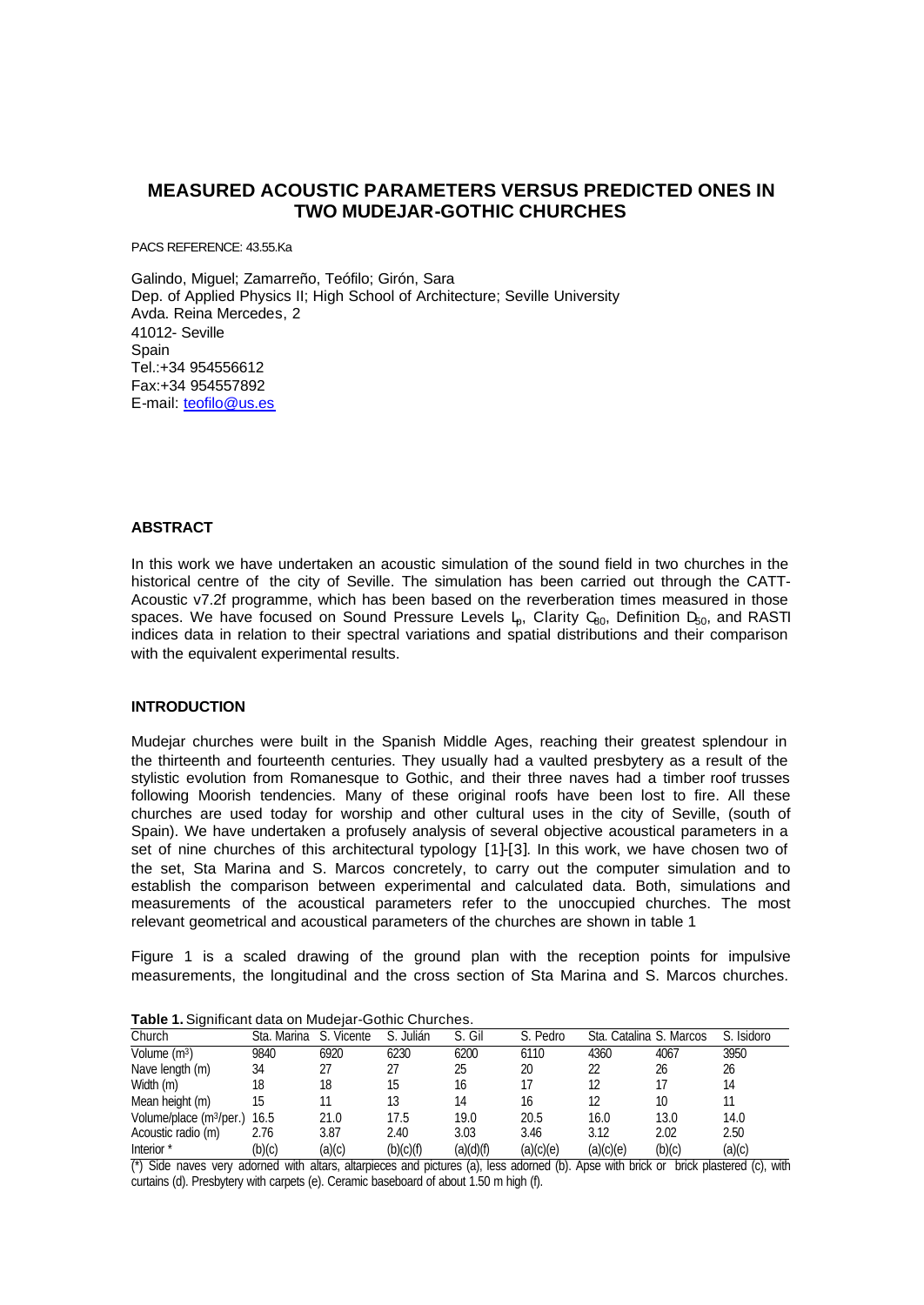# MEASURED ACOUSTIC PARAMETERS VERSUS PREDICTED ONES IN TWO MUDEJAR-GOTHIC CHURCHES

PACS REFERENCE: 43.55.Ka

Galindo, Miguel; Zamarreño, Teófilo; Girón, Sara
Dep. of Applied Physics II; High School of Architecture; Seville University
Avda. Reina Mercedes, 2
41012- Seville
Spain
Tel.:+34 954556612
Fax:+34 954557892
E-mail: teofilo@us.es

## ABSTRACT

In this work we have undertaken an acoustic simulation of the sound field in two churches in the historical centre of the city of Seville. The simulation has been carried out through the CATT-Acoustic v7.2f programme, which has been based on the reverberation times measured in those spaces. We have focused on Sound Pressure Levels $L_p$, Clarity $C_{80}$, Definition $D_{50}$, and RASTI indices data in relation to their spectral variations and spatial distributions and their comparison with the equivalent experimental results.

## INTRODUCTION

Mudejar churches were built in the Spanish Middle Ages, reaching their greatest splendour in the thirteenth and fourteenth centuries. They usually had a vaulted presbytery as a result of the stylistic evolution from Romanesque to Gothic, and their three naves had a timber roof trusses following Moorish tendencies. Many of these original roofs have been lost to fire. All these churches are used today for worship and other cultural uses in the city of Seville, (south of Spain). We have undertaken a profusely analysis of several objective acoustical parameters in a set of nine churches of this architectural typology [1]-[3]. In this work, we have chosen two of the set, Sta Marina and S. Marcos concretely, to carry out the computer simulation and to establish the comparison between experimental and calculated data. Both, simulations and measurements of the acoustical parameters refer to the unoccupied churches. The most relevant geometrical and acoustical parameters of the churches are shown in table 1

Figure 1 is a scaled drawing of the ground plan with the reception points for impulsive measurements, the longitudinal and the cross section of Sta Marina and S. Marcos churches.

**Table 1.** Significant data on Mudejar-Gothic Churches.

| Church | Sta. Marina | S. Vicente | S. Julián | S. Gil | S. Pedro | Sta. Catalina | S. Marcos | S. Isidoro |
|---|---|---|---|---|---|---|---|---|
| Volume ($m^3$) | 9840 | 6920 | 6230 | 6200 | 6110 | 4360 | 4067 | 3950 |
| Nave length (m) | 34 | 27 | 27 | 25 | 20 | 22 | 26 | 26 |
| Width (m) | 18 | 18 | 15 | 16 | 17 | 12 | 17 | 14 |
| Mean height (m) | 15 | 11 | 13 | 14 | 16 | 12 | 10 | 11 |
| Volume/place ($m^3$/per.) | 16.5 | 21.0 | 17.5 | 19.0 | 20.5 | 16.0 | 13.0 | 14.0 |
| Acoustic radio (m) | 2.76 | 3.87 | 2.40 | 3.03 | 3.46 | 3.12 | 2.02 | 2.50 |
| Interior * | (b)(c) | (a)(c) | (b)(c)(f) | (a)(d)(f) | (a)(c)(e) | (a)(c)(e) | (b)(c) | (a)(c) |

(*) Side naves very adorned with altars, altarpieces and pictures (a), less adorned (b). Apse with brick or brick plastered (c), with curtains (d). Presbytery with carpets (e). Ceramic baseboard of about 1.50 m high (f).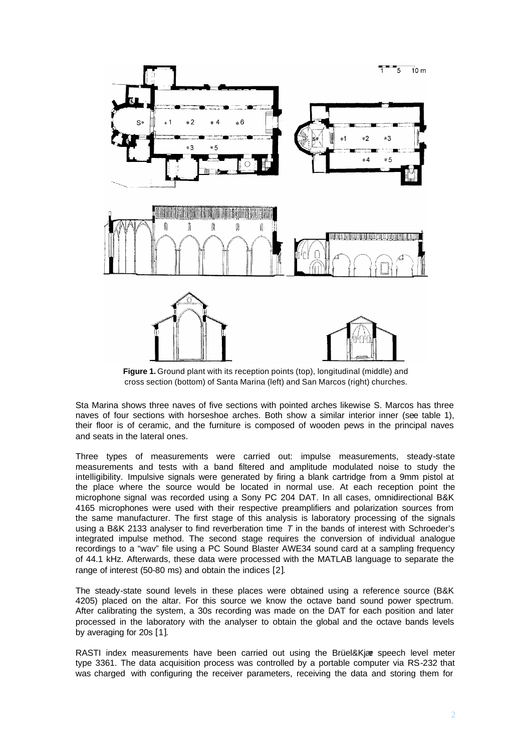**Figure 1.** Ground plant with its reception points (top), longitudinal (middle) and cross section (bottom) of Santa Marina (left) and San Marcos (right) churches.

Sta Marina shows three naves of five sections with pointed arches likewise S. Marcos has three naves of four sections with horseshoe arches. Both show a similar interior inner (see table 1), their floor is of ceramic, and the furniture is composed of wooden pews in the principal naves and seats in the lateral ones.

Three types of measurements were carried out: impulse measurements, steady-state measurements and tests with a band filtered and amplitude modulated noise to study the intelligibility. Impulsive signals were generated by firing a blank cartridge from a 9mm pistol at the place where the source would be located in normal use. At each reception point the microphone signal was recorded using a Sony PC 204 DAT. In all cases, omnidirectional B&K 4165 microphones were used with their respective preamplifiers and polarization sources from the same manufacturer. The first stage of this analysis is laboratory processing of the signals using a B&K 2133 analyser to find reverberation time $T$ in the bands of interest with Schroeder's integrated impulse method. The second stage requires the conversion of individual analogue recordings to a "wav" file using a PC Sound Blaster AWE34 sound card at a sampling frequency of 44.1 kHz. Afterwards, these data were processed with the MATLAB language to separate the range of interest (50-80 ms) and obtain the indices [2].

The steady-state sound levels in these places were obtained using a reference source (B&K 4205) placed on the altar. For this source we know the octave band sound power spectrum. After calibrating the system, a 30s recording was made on the DAT for each position and later processed in the laboratory with the analyser to obtain the global and the octave bands levels by averaging for 20s [1].

RASTI index measurements have been carried out using the Brüel&Kjær speech level meter type 3361. The data acquisition process was controlled by a portable computer via RS-232 that was charged with configuring the receiver parameters, receiving the data and storing them for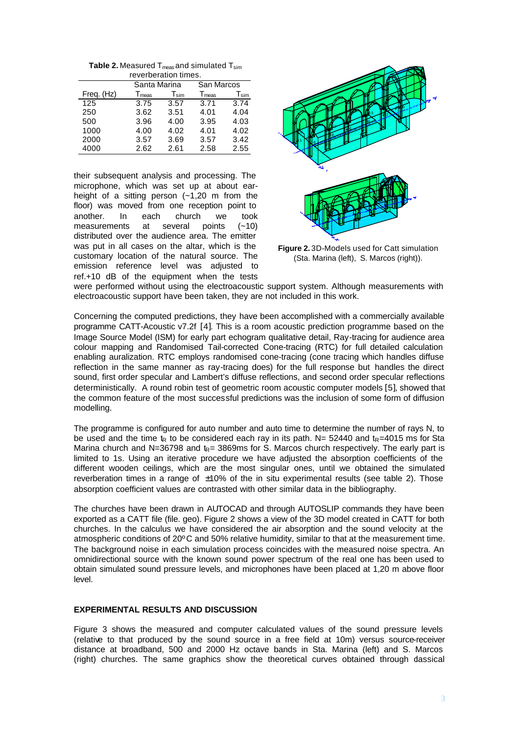**Table 2.** Measured $T_{meas}$ and simulated $T_{sim}$ reverberation times.

| | Santa Marina | | San Marcos | |
|---|---|---|---|---|
| Freq. (Hz) | $T_{meas}$ | $T_{sim}$ | $T_{meas}$ | $T_{sim}$ |
| 125 | 3.75 | 3.57 | 3.71 | 3.74 |
| 250 | 3.62 | 3.51 | 4.01 | 4.04 |
| 500 | 3.96 | 4.00 | 3.95 | 4.03 |
| 1000 | 4.00 | 4.02 | 4.01 | 4.02 |
| 2000 | 3.57 | 3.69 | 3.57 | 3.42 |
| 4000 | 2.62 | 2.61 | 2.58 | 2.55 |

their subsequent analysis and processing. The microphone, which was set up at about ear-height of a sitting person (~1,20 m from the floor) was moved from one reception point to another. In each church we took measurements at several points (~10) distributed over the audience area. The emitter was put in all cases on the altar, which is the customary location of the natural source. The emission reference level was adjusted to ref.+10 dB of the equipment when the tests were performed without using the electroacoustic support system. Although measurements with electroacoustic support have been taken, they are not included in this work.

**Figure 2.** 3D-Models used for Catt simulation (Sta. Marina (left), S. Marcos (right)).

Concerning the computed predictions, they have been accomplished with a commercially available programme CATT-Acoustic v7.2f [4]. This is a room acoustic prediction programme based on the Image Source Model (ISM) for early part echogram qualitative detail, Ray-tracing for audience area colour mapping and Randomised Tail-corrected Cone-tracing (RTC) for full detailed calculation enabling auralization. RTC employs randomised cone-tracing (cone tracing which handles diffuse reflection in the same manner as ray-tracing does) for the full response but handles the direct sound, first order specular and Lambert's diffuse reflections, and second order specular reflections deterministically. A round robin test of geometric room acoustic computer models [5], showed that the common feature of the most successful predictions was the inclusion of some form of diffusion modelling.

The programme is configured for auto number and auto time to determine the number of rays N, to be used and the time $t_R$ to be considered each ray in its path. N= 52440 and $t_R$=4015 ms for Sta Marina church and N=36798 and $t_R$= 3869ms for S. Marcos church respectively. The early part is limited to 1s. Using an iterative procedure we have adjusted the absorption coefficients of the different wooden ceilings, which are the most singular ones, until we obtained the simulated reverberation times in a range of ±10% of the in situ experimental results (see table 2). Those absorption coefficient values are contrasted with other similar data in the bibliography.

The churches have been drawn in AUTOCAD and through AUTOSLIP commands they have been exported as a CATT file (file. geo). Figure 2 shows a view of the 3D model created in CATT for both churches. In the calculus we have considered the air absorption and the sound velocity at the atmospheric conditions of 20ºC and 50% relative humidity, similar to that at the measurement time. The background noise in each simulation process coincides with the measured noise spectra. An omnidirectional source with the known sound power spectrum of the real one has been used to obtain simulated sound pressure levels, and microphones have been placed at 1,20 m above floor level.

## EXPERIMENTAL RESULTS AND DISCUSSION

Figure 3 shows the measured and computer calculated values of the sound pressure levels (relative to that produced by the sound source in a free field at 10m) versus source-receiver distance at broadband, 500 and 2000 Hz octave bands in Sta. Marina (left) and S. Marcos (right) churches. The same graphics show the theoretical curves obtained through classical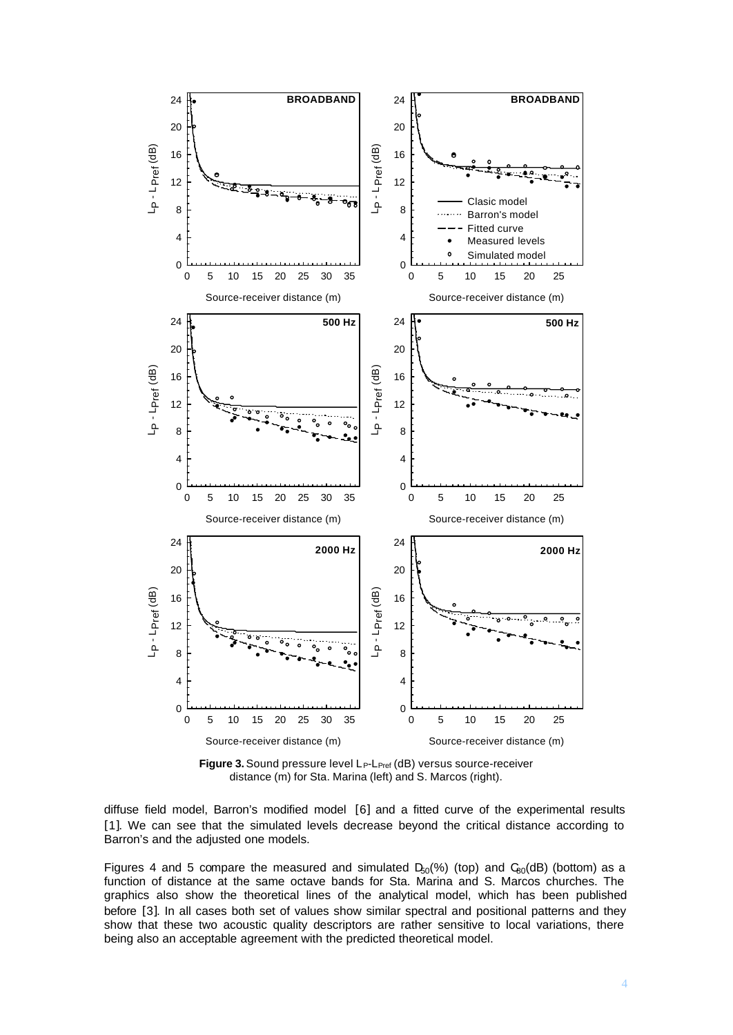**Figure 3.** Sound pressure level $L_P$-$L_{Pref}$ (dB) versus source-receiver distance (m) for Sta. Marina (left) and S. Marcos (right).

diffuse field model, Barron's modified model [6] and a fitted curve of the experimental results [1]. We can see that the simulated levels decrease beyond the critical distance according to Barron's and the adjusted one models.

Figures 4 and 5 compare the measured and simulated $D_{50}$(%) (top) and $C_{80}$(dB) (bottom) as a function of distance at the same octave bands for Sta. Marina and S. Marcos churches. The graphics also show the theoretical lines of the analytical model, which has been published before [3]. In all cases both set of values show similar spectral and positional patterns and they show that these two acoustic quality descriptors are rather sensitive to local variations, there being also an acceptable agreement with the predicted theoretical model.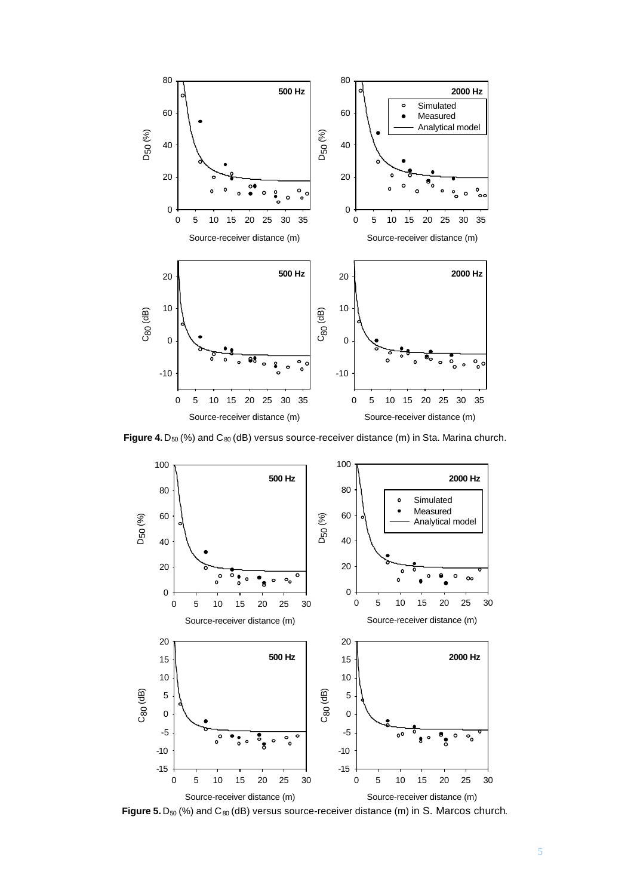**Figure 4.** $D_{50}$ (%) and $C_{80}$ (dB) versus source-receiver distance (m) in Sta. Marina church.

**Figure 5.** $D_{50}$ (%) and $C_{80}$ (dB) versus source-receiver distance (m) in S. Marcos church.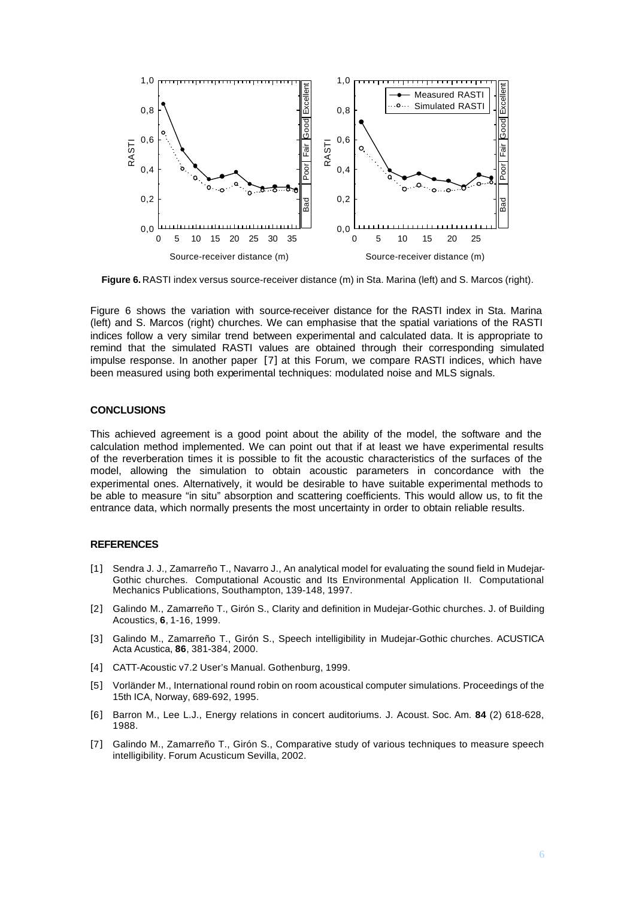RASTI

1,0

0,8

0,6

0,4

0,2

0,0

0 5 10 15 20 25 30 35

Source-receiver distance (m)

Excellent Good Fair Poor Bad

RASTI

1,0

0,8

0,6

0,4

0,2

0,0

0 5 10 15 20 25

Source-receiver distance (m)

Measured RASTI

Simulated RASTI

Excellent Good Fair Poor Bad

**Figure 6.** RASTI index versus source-receiver distance (m) in Sta. Marina (left) and S. Marcos (right).

Figure 6 shows the variation with source-receiver distance for the RASTI index in Sta. Marina (left) and S. Marcos (right) churches. We can emphasise that the spatial variations of the RASTI indices follow a very similar trend between experimental and calculated data. It is appropriate to remind that the simulated RASTI values are obtained through their corresponding simulated impulse response. In another paper [7] at this Forum, we compare RASTI indices, which have been measured using both experimental techniques: modulated noise and MLS signals.

## CONCLUSIONS

This achieved agreement is a good point about the ability of the model, the software and the calculation method implemented. We can point out that if at least we have experimental results of the reverberation times it is possible to fit the acoustic characteristics of the surfaces of the model, allowing the simulation to obtain acoustic parameters in concordance with the experimental ones. Alternatively, it would be desirable to have suitable experimental methods to be able to measure "in situ" absorption and scattering coefficients. This would allow us, to fit the entrance data, which normally presents the most uncertainty in order to obtain reliable results.

## REFERENCES

[1] Sendra J. J., Zamarreño T., Navarro J., An analytical model for evaluating the sound field in Mudejar-Gothic churches. Computational Acoustic and Its Environmental Application II. Computational Mechanics Publications, Southampton, 139-148, 1997.

[2] Galindo M., Zamarreño T., Girón S., Clarity and definition in Mudejar-Gothic churches. J. of Building Acoustics, **6**, 1-16, 1999.

[3] Galindo M., Zamarreño T., Girón S., Speech intelligibility in Mudejar-Gothic churches. ACUSTICA Acta Acustica, **86**, 381-384, 2000.

[4] CATT-Acoustic v7.2 User's Manual. Gothenburg, 1999.

[5] Vorländer M., International round robin on room acoustical computer simulations. Proceedings of the 15th ICA, Norway, 689-692, 1995.

[6] Barron M., Lee L.J., Energy relations in concert auditoriums. J. Acoust. Soc. Am. **84** (2) 618-628, 1988.

[7] Galindo M., Zamarreño T., Girón S., Comparative study of various techniques to measure speech intelligibility. Forum Acusticum Sevilla, 2002.